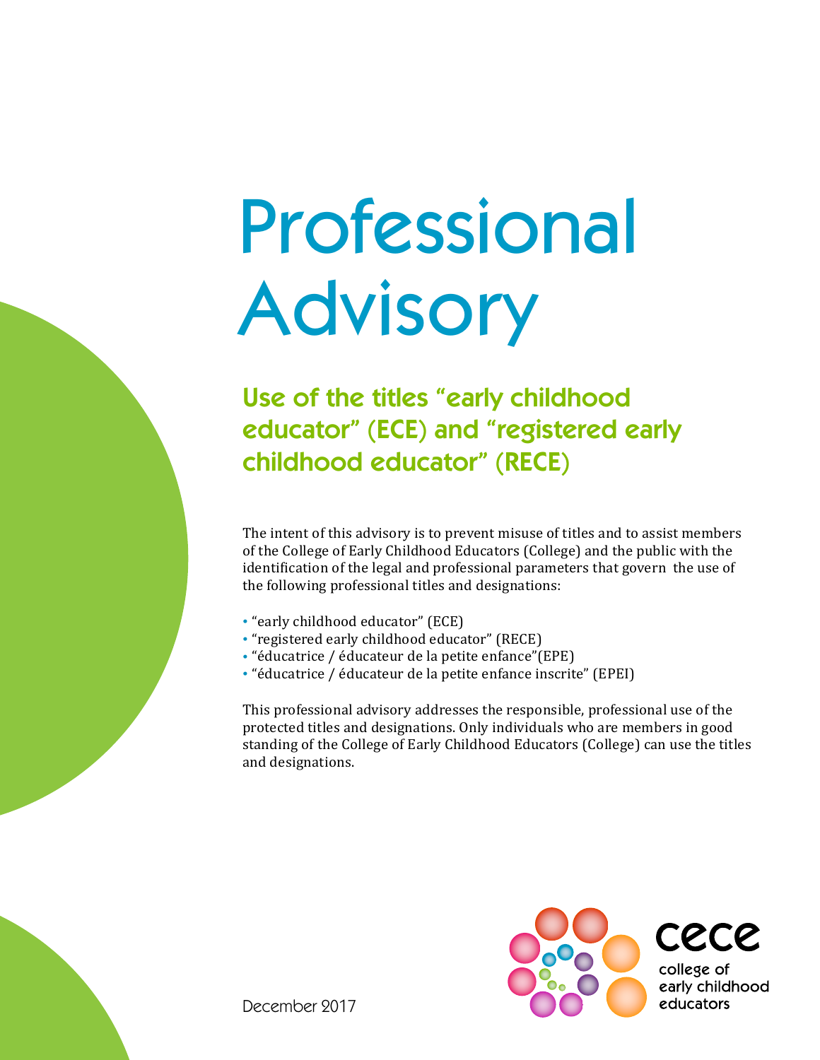# Professional Advisory

## Use of the titles "early childhood educator" (ECE) and "registered early childhood educator" (RECE)

The intent of this advisory is to prevent misuse of titles and to assist members of the College of Early Childhood Educators (College) and the public with the identification of the legal and professional parameters that govern the use of the following professional titles and designations:

- "early childhood educator" (ECE)
- "registered early childhood educator" (RECE)
- "éducatrice / éducateur de la petite enfance"(EPE)
- "éducatrice / éducateur de la petite enfance inscrite" (EPEI)

This professional advisory addresses the responsible, professional use of the protected titles and designations. Only individuals who are members in good standing of the College of Early Childhood Educators (College) can use the titles and designations.

cece
college of early childhood educators

December 2017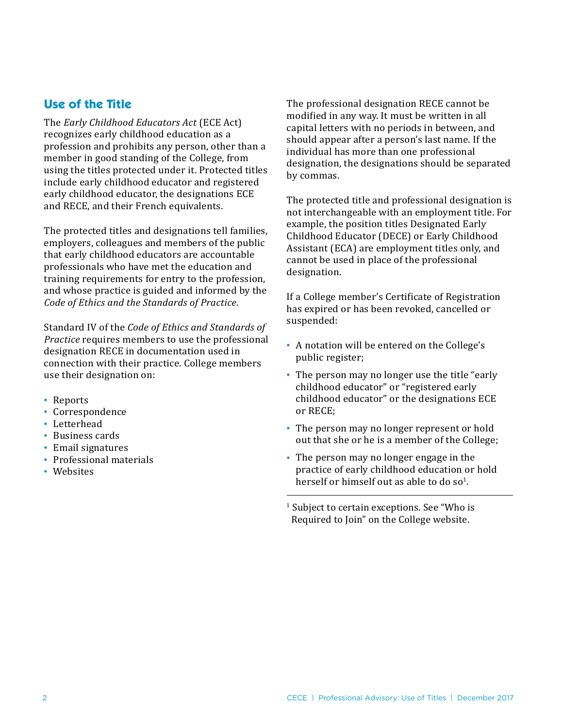## Use of the Title

The *Early Childhood Educators Act* (ECE Act) recognizes early childhood education as a profession and prohibits any person, other than a member in good standing of the College, from using the titles protected under it. Protected titles include early childhood educator and registered early childhood educator, the designations ECE and RECE, and their French equivalents.

The protected titles and designations tell families, employers, colleagues and members of the public that early childhood educators are accountable professionals who have met the education and training requirements for entry to the profession, and whose practice is guided and informed by the *Code of Ethics and the Standards of Practice*.

Standard IV of the *Code of Ethics and Standards of Practice* requires members to use the professional designation RECE in documentation used in connection with their practice. College members use their designation on:

- Reports
- Correspondence
- Letterhead
- Business cards
- Email signatures
- Professional materials
- Websites

The professional designation RECE cannot be modified in any way. It must be written in all capital letters with no periods in between, and should appear after a person's last name. If the individual has more than one professional designation, the designations should be separated by commas.

The protected title and professional designation is not interchangeable with an employment title. For example, the position titles Designated Early Childhood Educator (DECE) or Early Childhood Assistant (ECA) are employment titles only, and cannot be used in place of the professional designation.

If a College member's Certificate of Registration has expired or has been revoked, cancelled or suspended:

- A notation will be entered on the College's public register;
- The person may no longer use the title "early childhood educator" or "registered early childhood educator" or the designations ECE or RECE;
- The person may no longer represent or hold out that she or he is a member of the College;
- The person may no longer engage in the practice of early childhood education or hold herself or himself out as able to do so[1].

---

[1] Subject to certain exceptions. See "Who is Required to Join" on the College website.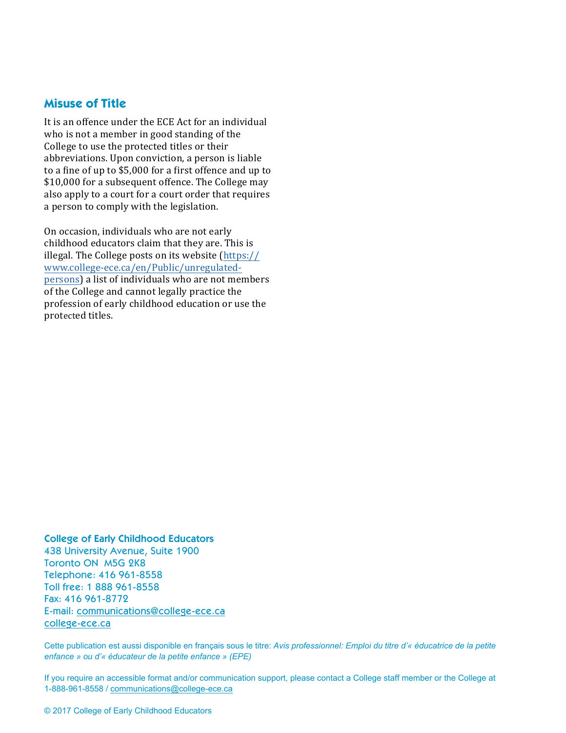## Misuse of Title

It is an offence under the ECE Act for an individual who is not a member in good standing of the College to use the protected titles or their abbreviations. Upon conviction, a person is liable to a fine of up to $5,000 for a first offence and up to $10,000 for a subsequent offence. The College may also apply to a court for a court order that requires a person to comply with the legislation.

On occasion, individuals who are not early childhood educators claim that they are. This is illegal. The College posts on its website (https://www.college-ece.ca/en/Public/unregulated-persons) a list of individuals who are not members of the College and cannot legally practice the profession of early childhood education or use the protected titles.

**College of Early Childhood Educators**
438 University Avenue, Suite 1900
Toronto ON M5G 2K8
Telephone: 416 961-8558
Toll free: 1 888 961-8558
Fax: 416 961-8772
E-mail: communications@college-ece.ca
college-ece.ca

Cette publication est aussi disponible en français sous le titre: *Avis professionnel: Emploi du titre d'« éducatrice de la petite enfance » ou d'« éducateur de la petite enfance » (EPE)*

If you require an accessible format and/or communication support, please contact a College staff member or the College at 1-888-961-8558 / communications@college-ece.ca

© 2017 College of Early Childhood Educators